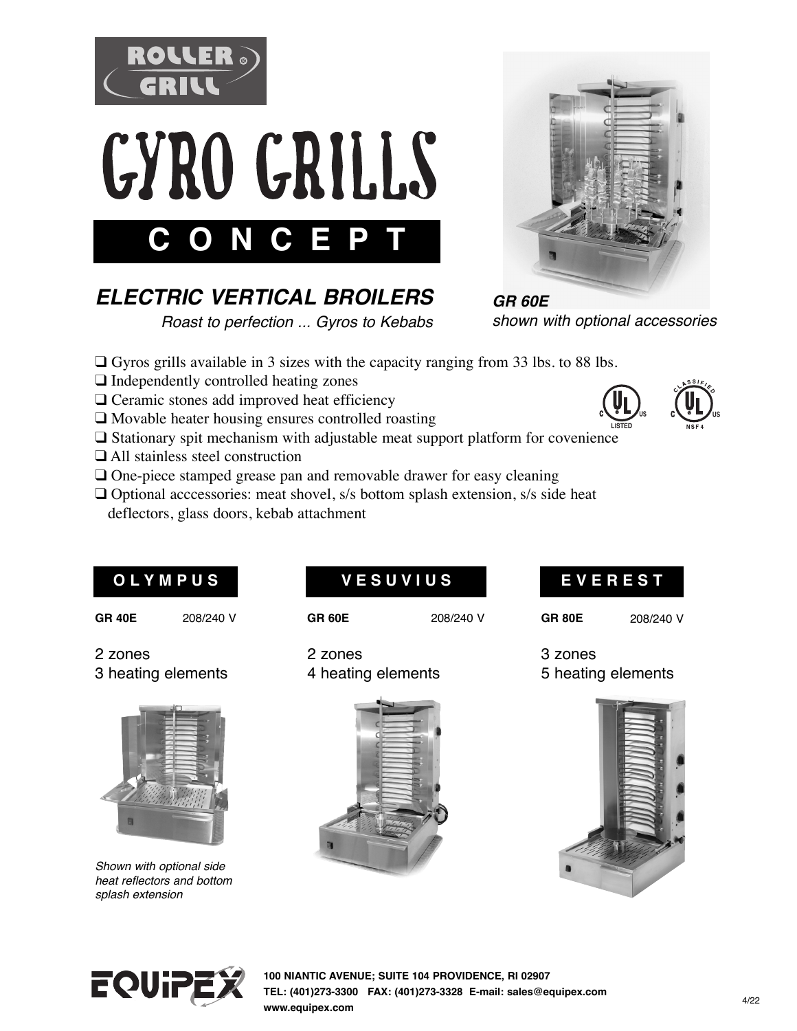ROLLER GRILL

# GYRO GRILLS

## CONCEPT

### *ELECTRIC VERTICAL BROILERS*

*Roast to perfection ... Gyros to Kebabs*

***GR 60E***
*shown with optional accessories*

- ❑ Gyros grills available in 3 sizes with the capacity ranging from 33 lbs. to 88 lbs.
- ❑ Independently controlled heating zones
- ❑ Ceramic stones add improved heat efficiency
- ❑ Movable heater housing ensures controlled roasting
- ❑ Stationary spit mechanism with adjustable meat support platform for covenience
- ❑ All stainless steel construction
- ❑ One-piece stamped grease pan and removable drawer for easy cleaning
- ❑ Optional acccessories: meat shovel, s/s bottom splash extension, s/s side heat deflectors, glass doors, kebab attachment

C UL US LISTED — C UL US CLASSIFIED NSF 4

## OLYMPUS

**GR 40E** 208/240 V

2 zones
3 heating elements

*Shown with optional side heat reflectors and bottom splash extension*

## VESUVIUS

**GR 60E** 208/240 V

2 zones
4 heating elements

## EVEREST

**GR 80E** 208/240 V

3 zones
5 heating elements

EQUIPEX

**100 NIANTIC AVENUE; SUITE 104 PROVIDENCE, RI 02907**
**TEL: (401)273-3300 FAX: (401)273-3328 E-mail: sales@equipex.com**
**www.equipex.com**

4/22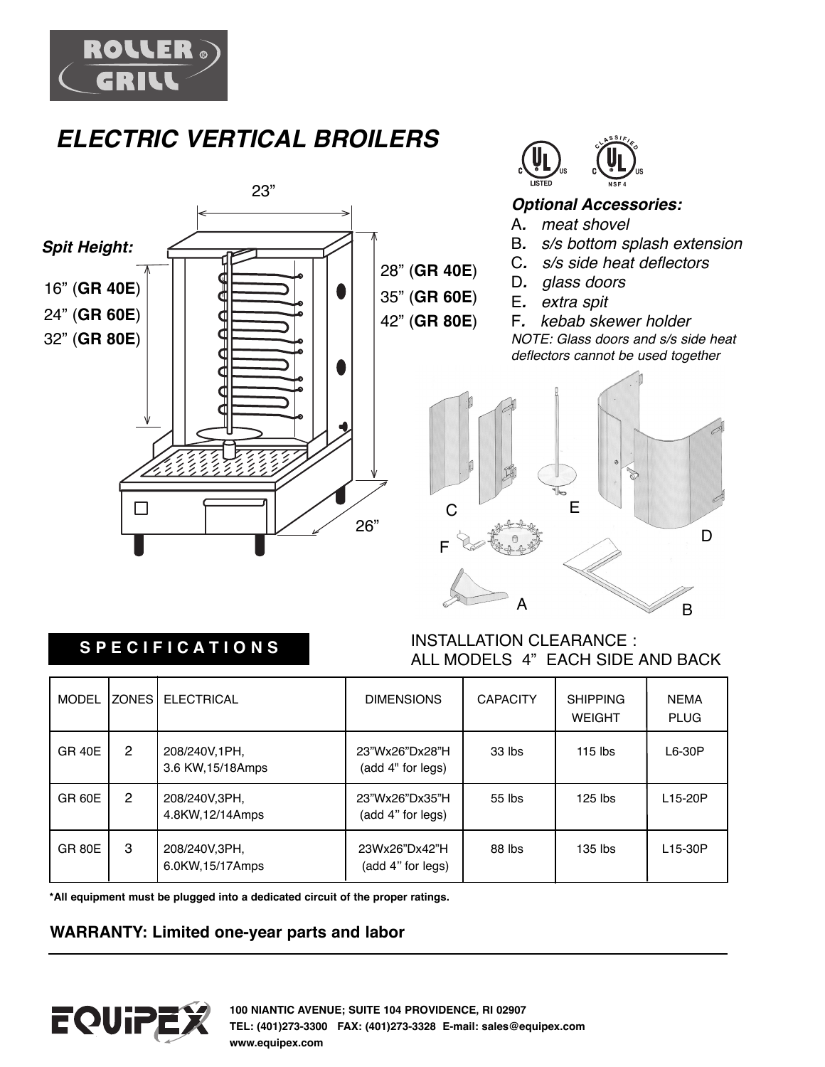# ELECTRIC VERTICAL BROILERS

23"

*Spit Height:*

16" (**GR 40E**)
24" (**GR 60E**)
32" (**GR 80E**)

28" (**GR 40E**)
35" (**GR 60E**)
42" (**GR 80E**)

26"

***Optional Accessories:***

A. *meat shovel*
B. *s/s bottom splash extension*
C. *s/s side heat deflectors*
D. *glass doors*
E. *extra spit*
F. *kebab skewer holder*

*NOTE: Glass doors and s/s side heat deflectors cannot be used together*

C E D F A B

## SPECIFICATIONS

INSTALLATION CLEARANCE :
ALL MODELS 4" EACH SIDE AND BACK

| MODEL | ZONES | ELECTRICAL | DIMENSIONS | CAPACITY | SHIPPING WEIGHT | NEMA PLUG |
|---|---|---|---|---|---|---|
| GR 40E | 2 | 208/240V,1PH, 3.6 KW,15/18Amps | 23"Wx26"Dx28"H (add 4" for legs) | 33 lbs | 115 lbs | L6-30P |
| GR 60E | 2 | 208/240V,3PH, 4.8KW,12/14Amps | 23"Wx26"Dx35"H (add 4" for legs) | 55 lbs | 125 lbs | L15-20P |
| GR 80E | 3 | 208/240V,3PH, 6.0KW,15/17Amps | 23Wx26"Dx42"H (add 4" for legs) | 88 lbs | 135 lbs | L15-30P |

**\*All equipment must be plugged into a dedicated circuit of the proper ratings.**

**WARRANTY: Limited one-year parts and labor**

**100 NIANTIC AVENUE; SUITE 104 PROVIDENCE, RI 02907**
**TEL: (401)273-3300 FAX: (401)273-3328 E-mail: sales@equipex.com**
**www.equipex.com**